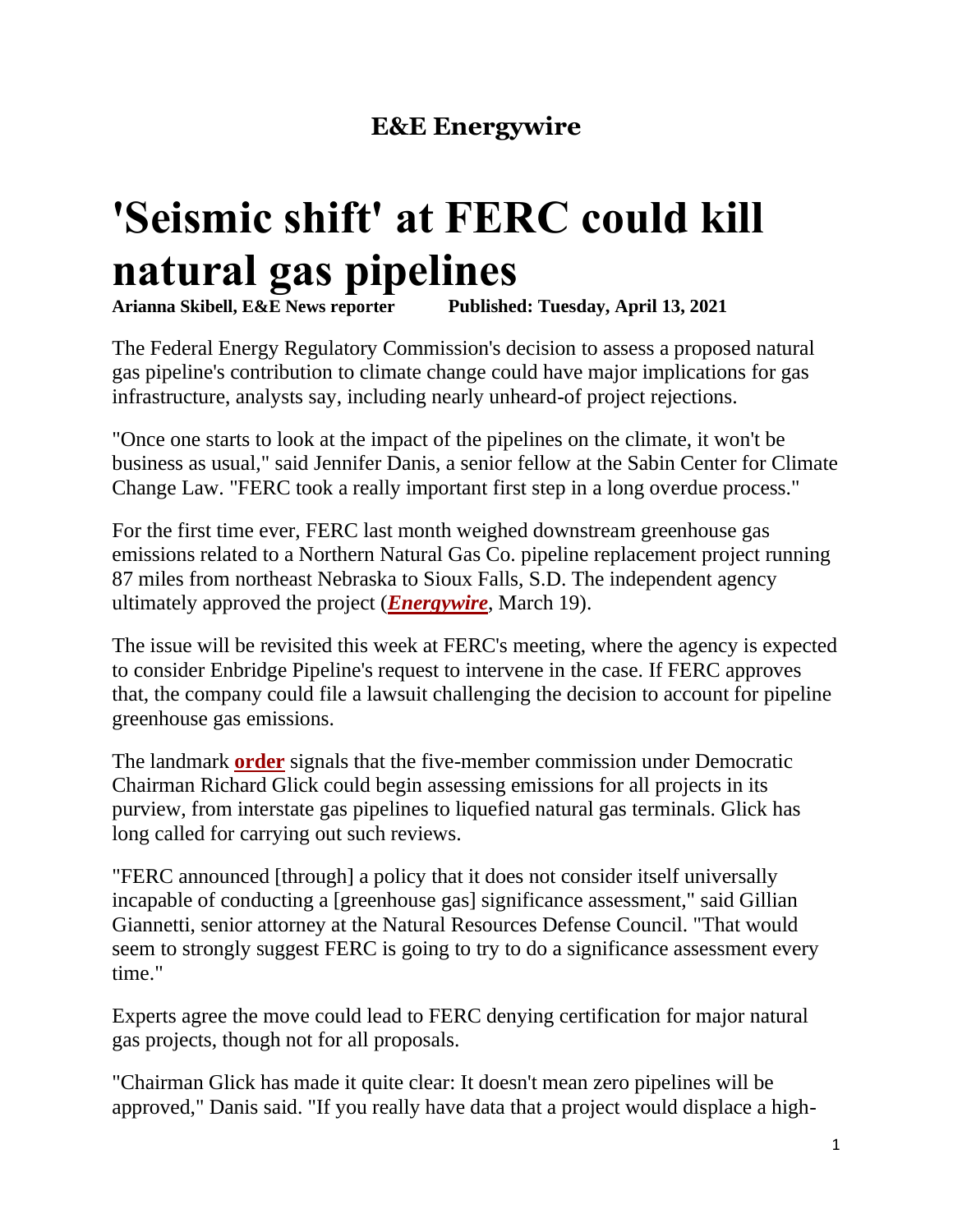**E&E Energywire**

# 'Seismic shift' at FERC could kill natural gas pipelines

**Arianna Skibell, E&E News reporter** **Published: Tuesday, April 13, 2021**

The Federal Energy Regulatory Commission's decision to assess a proposed natural gas pipeline's contribution to climate change could have major implications for gas infrastructure, analysts say, including nearly unheard-of project rejections.

"Once one starts to look at the impact of the pipelines on the climate, it won't be business as usual," said Jennifer Danis, a senior fellow at the Sabin Center for Climate Change Law. "FERC took a really important first step in a long overdue process."

For the first time ever, FERC last month weighed downstream greenhouse gas emissions related to a Northern Natural Gas Co. pipeline replacement project running 87 miles from northeast Nebraska to Sioux Falls, S.D. The independent agency ultimately approved the project (***Energywire***, March 19).

The issue will be revisited this week at FERC's meeting, where the agency is expected to consider Enbridge Pipeline's request to intervene in the case. If FERC approves that, the company could file a lawsuit challenging the decision to account for pipeline greenhouse gas emissions.

The landmark **order** signals that the five-member commission under Democratic Chairman Richard Glick could begin assessing emissions for all projects in its purview, from interstate gas pipelines to liquefied natural gas terminals. Glick has long called for carrying out such reviews.

"FERC announced [through] a policy that it does not consider itself universally incapable of conducting a [greenhouse gas] significance assessment," said Gillian Giannetti, senior attorney at the Natural Resources Defense Council. "That would seem to strongly suggest FERC is going to try to do a significance assessment every time."

Experts agree the move could lead to FERC denying certification for major natural gas projects, though not for all proposals.

"Chairman Glick has made it quite clear: It doesn't mean zero pipelines will be approved," Danis said. "If you really have data that a project would displace a high-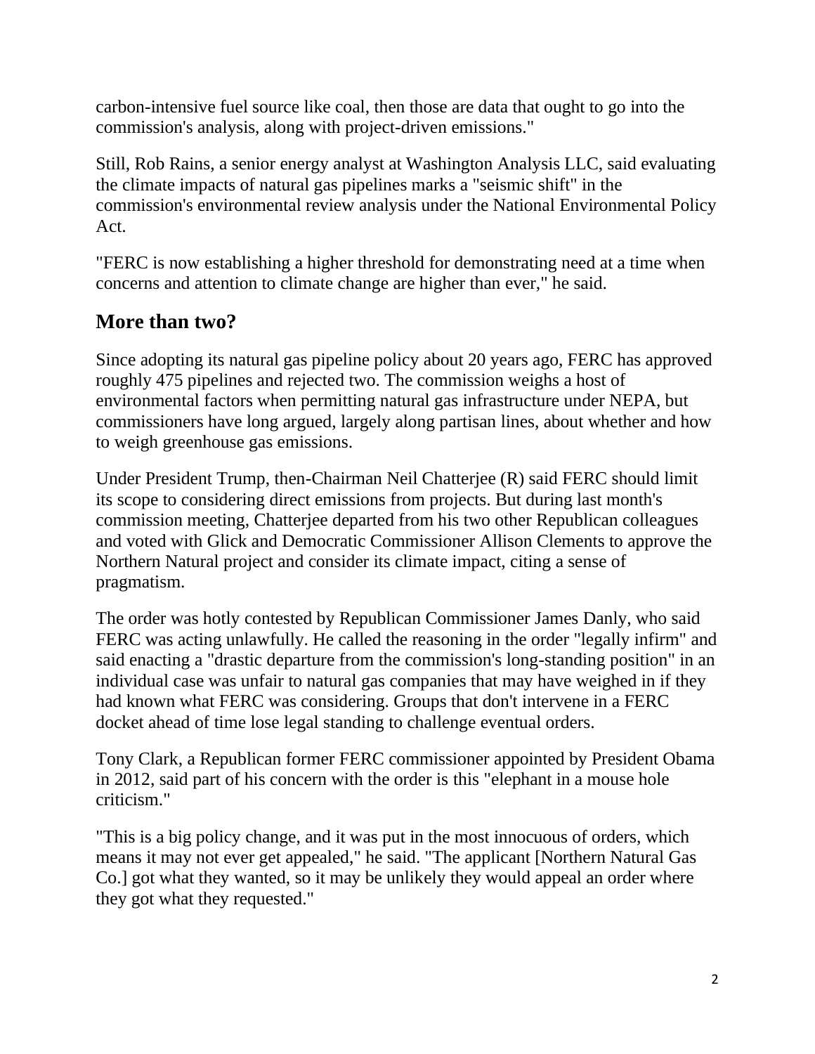carbon-intensive fuel source like coal, then those are data that ought to go into the commission's analysis, along with project-driven emissions."

Still, Rob Rains, a senior energy analyst at Washington Analysis LLC, said evaluating the climate impacts of natural gas pipelines marks a "seismic shift" in the commission's environmental review analysis under the National Environmental Policy Act.

"FERC is now establishing a higher threshold for demonstrating need at a time when concerns and attention to climate change are higher than ever," he said.

## More than two?

Since adopting its natural gas pipeline policy about 20 years ago, FERC has approved roughly 475 pipelines and rejected two. The commission weighs a host of environmental factors when permitting natural gas infrastructure under NEPA, but commissioners have long argued, largely along partisan lines, about whether and how to weigh greenhouse gas emissions.

Under President Trump, then-Chairman Neil Chatterjee (R) said FERC should limit its scope to considering direct emissions from projects. But during last month's commission meeting, Chatterjee departed from his two other Republican colleagues and voted with Glick and Democratic Commissioner Allison Clements to approve the Northern Natural project and consider its climate impact, citing a sense of pragmatism.

The order was hotly contested by Republican Commissioner James Danly, who said FERC was acting unlawfully. He called the reasoning in the order "legally infirm" and said enacting a "drastic departure from the commission's long-standing position" in an individual case was unfair to natural gas companies that may have weighed in if they had known what FERC was considering. Groups that don't intervene in a FERC docket ahead of time lose legal standing to challenge eventual orders.

Tony Clark, a Republican former FERC commissioner appointed by President Obama in 2012, said part of his concern with the order is this "elephant in a mouse hole criticism."

"This is a big policy change, and it was put in the most innocuous of orders, which means it may not ever get appealed," he said. "The applicant [Northern Natural Gas Co.] got what they wanted, so it may be unlikely they would appeal an order where they got what they requested."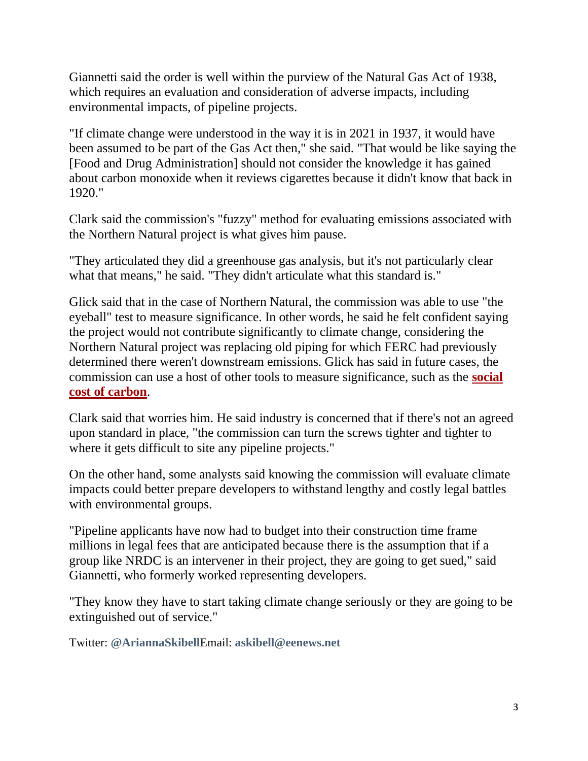Giannetti said the order is well within the purview of the Natural Gas Act of 1938, which requires an evaluation and consideration of adverse impacts, including environmental impacts, of pipeline projects.

"If climate change were understood in the way it is in 2021 in 1937, it would have been assumed to be part of the Gas Act then," she said. "That would be like saying the [Food and Drug Administration] should not consider the knowledge it has gained about carbon monoxide when it reviews cigarettes because it didn't know that back in 1920."

Clark said the commission's "fuzzy" method for evaluating emissions associated with the Northern Natural project is what gives him pause.

"They articulated they did a greenhouse gas analysis, but it's not particularly clear what that means," he said. "They didn't articulate what this standard is."

Glick said that in the case of Northern Natural, the commission was able to use "the eyeball" test to measure significance. In other words, he said he felt confident saying the project would not contribute significantly to climate change, considering the Northern Natural project was replacing old piping for which FERC had previously determined there weren't downstream emissions. Glick has said in future cases, the commission can use a host of other tools to measure significance, such as the **social cost of carbon**.

Clark said that worries him. He said industry is concerned that if there's not an agreed upon standard in place, "the commission can turn the screws tighter and tighter to where it gets difficult to site any pipeline projects."

On the other hand, some analysts said knowing the commission will evaluate climate impacts could better prepare developers to withstand lengthy and costly legal battles with environmental groups.

"Pipeline applicants have now had to budget into their construction time frame millions in legal fees that are anticipated because there is the assumption that if a group like NRDC is an intervener in their project, they are going to get sued," said Giannetti, who formerly worked representing developers.

"They know they have to start taking climate change seriously or they are going to be extinguished out of service."

Twitter: **@AriannaSkibell**Email: **askibell@eenews.net**